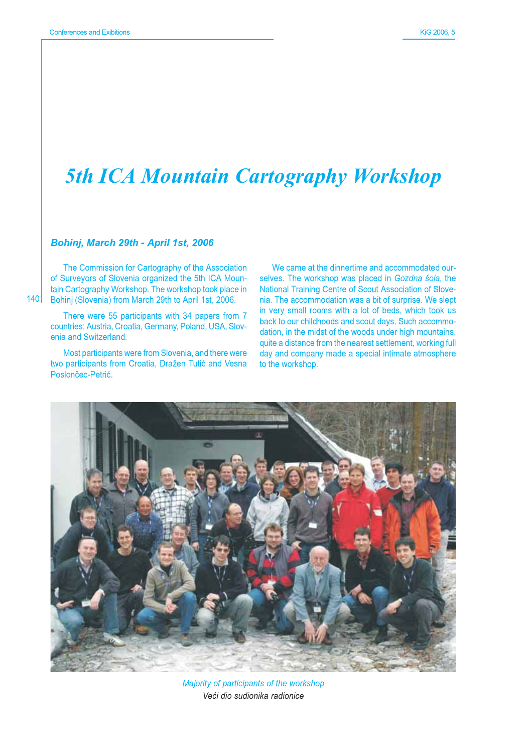# 5th ICA Mountain Cartography Workshop

### *Bohinj, March 29th - April 1st, 2006*

The Commission for Cartography of the Association of Surveyors of Slovenia organized the 5th ICA Mountain Cartography Workshop. The workshop took place in Bohinj (Slovenia) from March 29th to April 1st, 2006.

There were 55 participants with 34 papers from 7 countries: Austria, Croatia, Germany, Poland, USA, Slovenia and Switzerland.

Most participants were from Slovenia, and there were two participants from Croatia, Dražen Tutić and Vesna Poslončec-Petrić.

We came at the dinnertime and accommodated ourselves. The workshop was placed in *Gozdna šola*, the National Training Centre of Scout Association of Slovenia. The accommodation was a bit of surprise. We slept in very small rooms with a lot of beds, which took us back to our childhoods and scout days. Such accommodation, in the midst of the woods under high mountains, quite a distance from the nearest settlement, working full day and company made a special intimate atmosphere to the workshop.

*Majority of participants of the workshop*

*Veći dio sudionika radionice*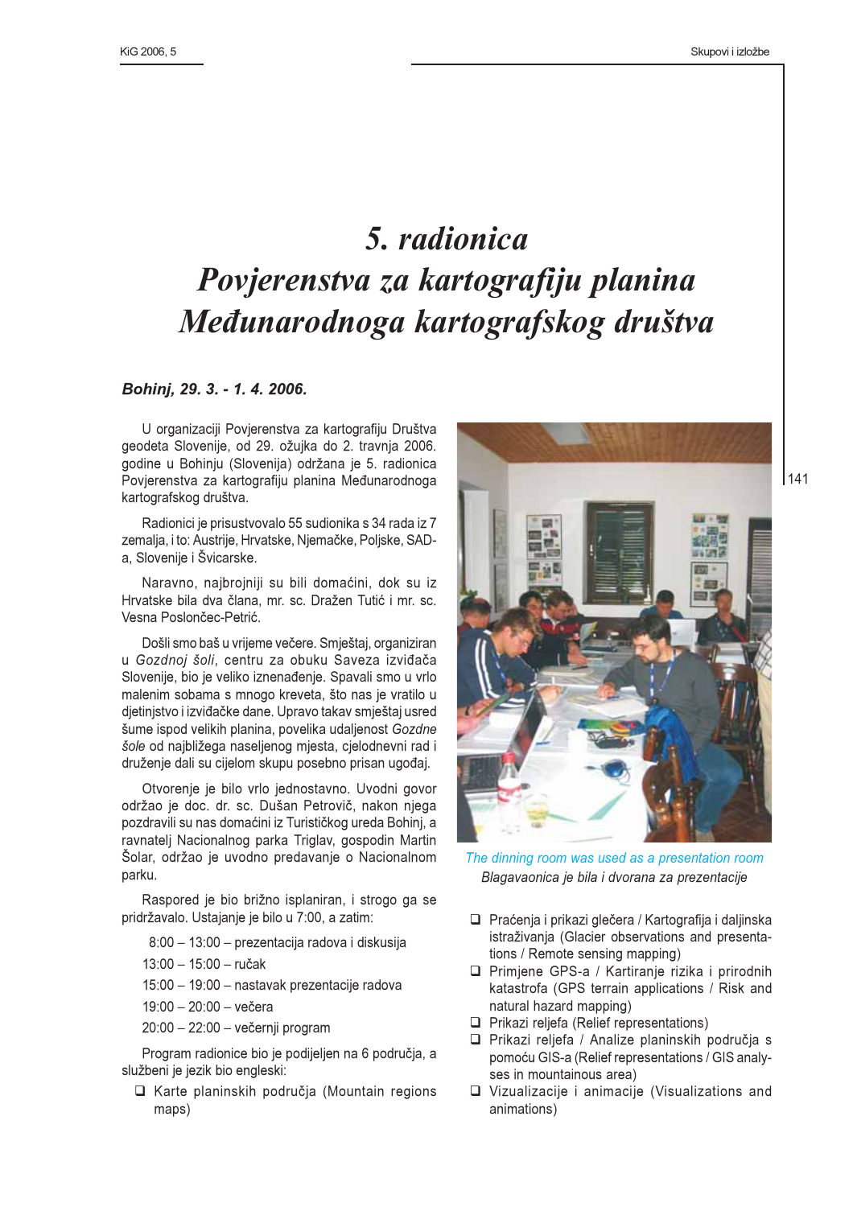# 5. radionica Povjerenstva za kartografiju planina Međunarodnoga kartografskog društva

***Bohinj, 29. 3. - 1. 4. 2006.***

U organizaciji Povjerenstva za kartografiju Društva geodeta Slovenije, od 29. ožujka do 2. travnja 2006. godine u Bohinju (Slovenija) održana je 5. radionica Povjerenstva za kartografiju planina Međunarodnoga kartografskog društva.

Radionici je prisustvovalo 55 sudionika s 34 rada iz 7 zemalja, i to: Austrije, Hrvatske, Njemačke, Poljske, SAD-a, Slovenije i Švicarske.

Naravno, najbrojniji su bili domaćini, dok su iz Hrvatske bila dva člana, mr. sc. Dražen Tutić i mr. sc. Vesna Poslončec-Petrić.

Došli smo baš u vrijeme večere. Smještaj, organiziran u *Gozdnoj šoli*, centru za obuku Saveza izviđača Slovenije, bio je veliko iznenađenje. Spavali smo u vrlo malenim sobama s mnogo kreveta, što nas je vratilo u djetinjstvo i izviđačke dane. Upravo takav smještaj usred šume ispod velikih planina, povelika udaljenost *Gozdne šole* od najbližega naseljenog mjesta, cjelodnevni rad i druženje dali su cijelom skupu posebno prisan ugođaj.

Otvorenje je bilo vrlo jednostavno. Uvodni govor održao je doc. dr. sc. Dušan Petrovič, nakon njega pozdravili su nas domaćini iz Turističkog ureda Bohinj, a ravnatelj Nacionalnog parka Triglav, gospodin Martin Šolar, održao je uvodno predavanje o Nacionalnom parku.

Raspored je bio brižno isplaniran, i strogo ga se pridržavalo. Ustajanje je bilo u 7:00, a zatim:

8:00 – 13:00 – prezentacija radova i diskusija
13:00 – 15:00 – ručak
15:00 – 19:00 – nastavak prezentacije radova
19:00 – 20:00 – večera
20:00 – 22:00 – večernji program

Program radionice bio je podijeljen na 6 područja, a službeni je jezik bio engleski:

- Karte planinskih područja (Mountain regions maps)
- Praćenja i prikazi glečera / Kartografija i daljinska istraživanja (Glacier observations and presentations / Remote sensing mapping)
- Primjene GPS-a / Kartiranje rizika i prirodnih katastrofa (GPS terrain applications / Risk and natural hazard mapping)
- Prikazi reljefa (Relief representations)
- Prikazi reljefa / Analize planinskih područja s pomoću GIS-a (Relief representations / GIS analyses in mountainous area)
- Vizualizacije i animacije (Visualizations and animations)

The dinning room was used as a presentation room
*Blagavaonica je bila i dvorana za prezentacije*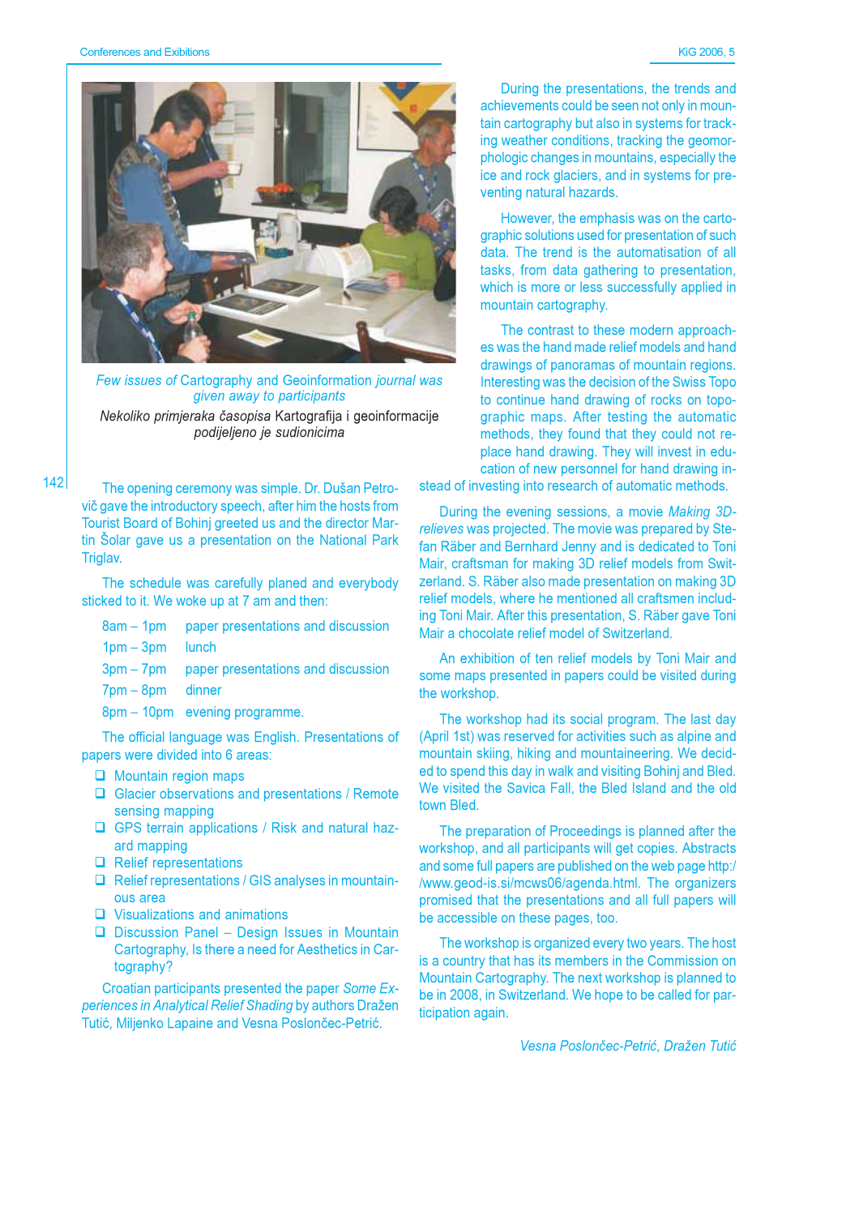*Few issues of* Cartography and Geoinformation *journal was given away to participants*

*Nekoliko primjeraka časopisa* Kartografija i geoinformacije *podijeljeno je sudionicima*

The opening ceremony was simple. Dr. Dušan Petrovič gave the introductory speech, after him the hosts from Tourist Board of Bohinj greeted us and the director Martin Šolar gave us a presentation on the National Park Triglav.

The schedule was carefully planed and everybody sticked to it. We woke up at 7 am and then:

| | |
|---|---|
| 8am – 1pm | paper presentations and discussion |
| 1pm – 3pm | lunch |
| 3pm – 7pm | paper presentations and discussion |
| 7pm – 8pm | dinner |
| 8pm – 10pm | evening programme. |

The official language was English. Presentations of papers were divided into 6 areas:

- Mountain region maps
- Glacier observations and presentations / Remote sensing mapping
- GPS terrain applications / Risk and natural hazard mapping
- Relief representations
- Relief representations / GIS analyses in mountainous area
- Visualizations and animations
- Discussion Panel – Design Issues in Mountain Cartography, Is there a need for Aesthetics in Cartography?

Croatian participants presented the paper *Some Experiences in Analytical Relief Shading* by authors Dražen Tutić, Miljenko Lapaine and Vesna Poslončec-Petrić.

During the presentations, the trends and achievements could be seen not only in mountain cartography but also in systems for tracking weather conditions, tracking the geomorphologic changes in mountains, especially the ice and rock glaciers, and in systems for preventing natural hazards.

However, the emphasis was on the cartographic solutions used for presentation of such data. The trend is the automatisation of all tasks, from data gathering to presentation, which is more or less successfully applied in mountain cartography.

The contrast to these modern approaches was the hand made relief models and hand drawings of panoramas of mountain regions. Interesting was the decision of the Swiss Topo to continue hand drawing of rocks on topographic maps. After testing the automatic methods, they found that they could not replace hand drawing. They will invest in education of new personnel for hand drawing instead of investing into research of automatic methods.

During the evening sessions, a movie *Making 3D-relieves* was projected. The movie was prepared by Stefan Räber and Bernhard Jenny and is dedicated to Toni Mair, craftsman for making 3D relief models from Switzerland. S. Räber also made presentation on making 3D relief models, where he mentioned all craftsmen including Toni Mair. After this presentation, S. Räber gave Toni Mair a chocolate relief model of Switzerland.

An exhibition of ten relief models by Toni Mair and some maps presented in papers could be visited during the workshop.

The workshop had its social program. The last day (April 1st) was reserved for activities such as alpine and mountain skiing, hiking and mountaineering. We decided to spend this day in walk and visiting Bohinj and Bled. We visited the Savica Fall, the Bled Island and the old town Bled.

The preparation of Proceedings is planned after the workshop, and all participants will get copies. Abstracts and some full papers are published on the web page http://www.geod-is.si/mcws06/agenda.html. The organizers promised that the presentations and all full papers will be accessible on these pages, too.

The workshop is organized every two years. The host is a country that has its members in the Commission on Mountain Cartography. The next workshop is planned to be in 2008, in Switzerland. We hope to be called for participation again.

*Vesna Poslončec-Petrić, Dražen Tutić*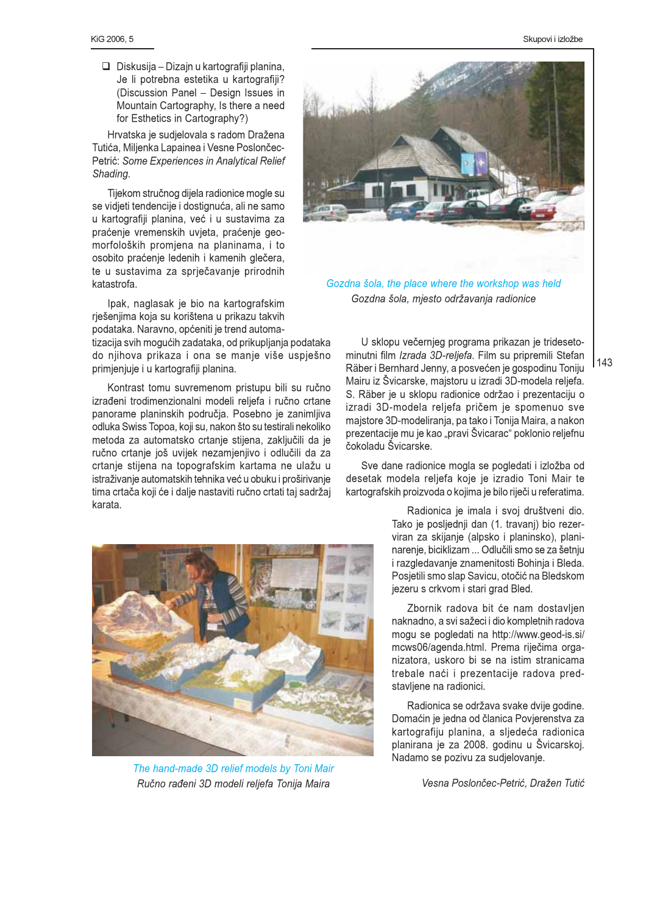- Diskusija – Dizajn u kartografiji planina, Je li potrebna estetika u kartografiji? (Discussion Panel – Design Issues in Mountain Cartography, Is there a need for Esthetics in Cartography?)

Hrvatska je sudjelovala s radom Dražena Tutića, Miljenka Lapainea i Vesne Poslončec-Petrić: *Some Experiences in Analytical Relief Shading*.

Tijekom stručnog dijela radionice mogle su se vidjeti tendencije i dostignuća, ali ne samo u kartografiji planina, već i u sustavima za praćenje vremenskih uvjeta, praćenje geomorfoloških promjena na planinama, i to osobito praćenje ledenih i kamenih glečera, te u sustavima za sprječavanje prirodnih katastrofa.

Ipak, naglasak je bio na kartografskim rješenjima koja su korištena u prikazu takvih podataka. Naravno, općeniti je trend automatizacija svih mogućih zadataka, od prikupljanja podataka do njihova prikaza i ona se manje više uspješno primjenjuje i u kartografiji planina.

Kontrast tomu suvremenom pristupu bili su ručno izrađeni trodimenzionalni modeli reljefa i ručno crtane panorame planinskih područja. Posebno je zanimljiva odluka Swiss Topoa, koji su, nakon što su testirali nekoliko metoda za automatsko crtanje stijena, zaključili da je ručno crtanje još uvijek nezamjenjivo i odlučili da za crtanje stijena na topografskim kartama ne ulažu u istraživanje automatskih tehnika već u obuku i proširivanje tima crtača koji će i dalje nastaviti ručno crtati taj sadržaj karata.

*The hand-made 3D relief models by Toni Mair*

*Ručno rađeni 3D modeli reljefa Tonija Maira*

*Gozdna šola, the place where the workshop was held*

*Gozdna šola, mjesto održavanja radionice*

U sklopu večernjeg programa prikazan je tridesetominutni film *Izrada 3D-reljefa*. Film su pripremili Stefan Räber i Bernhard Jenny, a posvećen je gospodinu Toniju Mairu iz Švicarske, majstoru u izradi 3D-modela reljefa. S. Räber je u sklopu radionice održao i prezentaciju o izradi 3D-modela reljefa pričem je spomenuo sve majstore 3D-modeliranja, pa tako i Tonija Maira, a nakon prezentacije mu je kao „pravi Švicarac" poklonio reljefnu čokoladu Švicarske.

Sve dane radionice mogla se pogledati i izložba od desetak modela reljefa koje je izradio Toni Mair te kartografskih proizvoda o kojima je bilo riječi u referatima.

Radionica je imala i svoj društveni dio. Tako je posljednji dan (1. travanj) bio rezerviran za skijanje (alpsko i planinsko), planinarenje, biciklizam ... Odlučili smo se za šetnju i razgledavanje znamenitosti Bohinja i Bleda. Posjetili smo slap Savicu, otočić na Bledskom jezeru s crkvom i stari grad Bled.

Zbornik radova bit će nam dostavljen naknadno, a svi sažeci i dio kompletnih radova mogu se pogledati na http://www.geod-is.si/mcws06/agenda.html. Prema riječima organizatora, uskoro bi se na istim stranicama trebale naći i prezentacije radova predstavljene na radionici.

Radionica se održava svake dvije godine. Domaćin je jedna od članica Povjerenstva za kartografiju planina, a sljedeća radionica planirana je za 2008. godinu u Švicarskoj. Nadamo se pozivu za sudjelovanje.

*Vesna Poslončec-Petrić, Dražen Tutić*